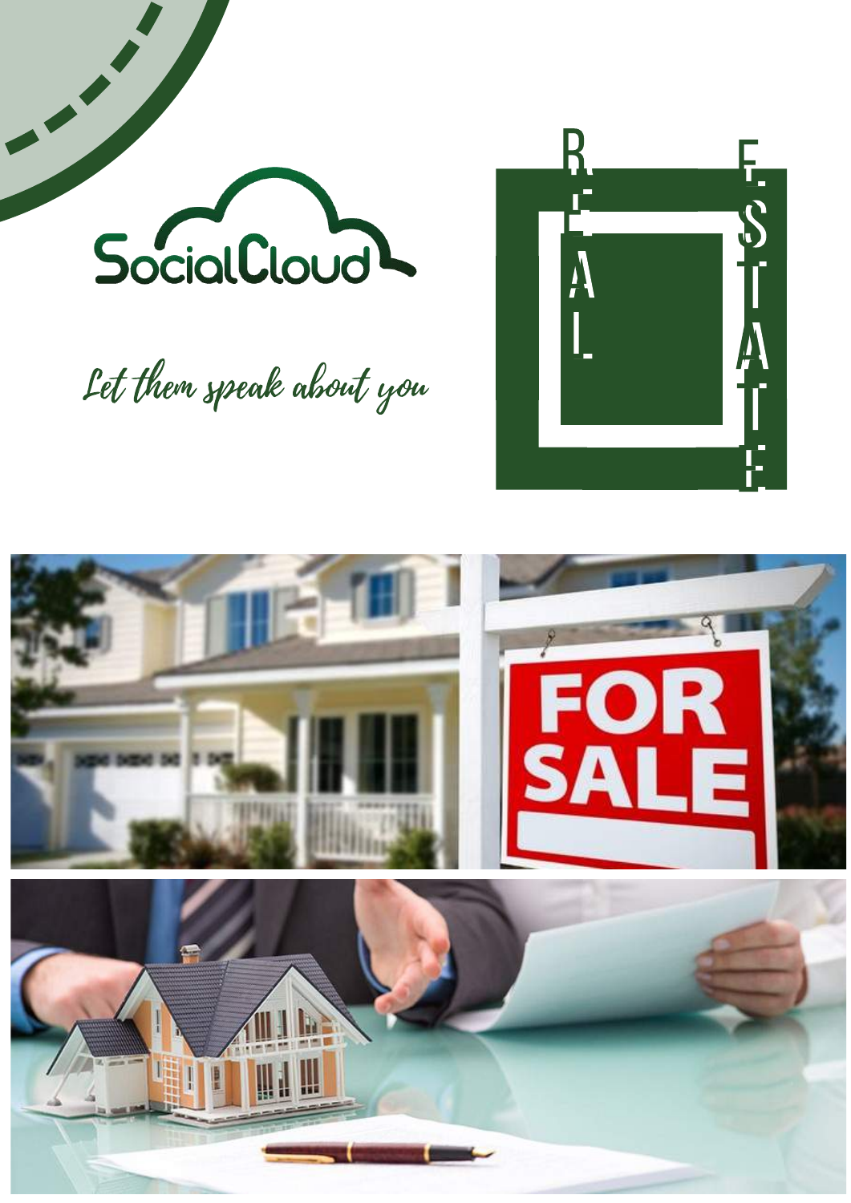SocialCloud

*Let them speak about you*

# REAL ESTATE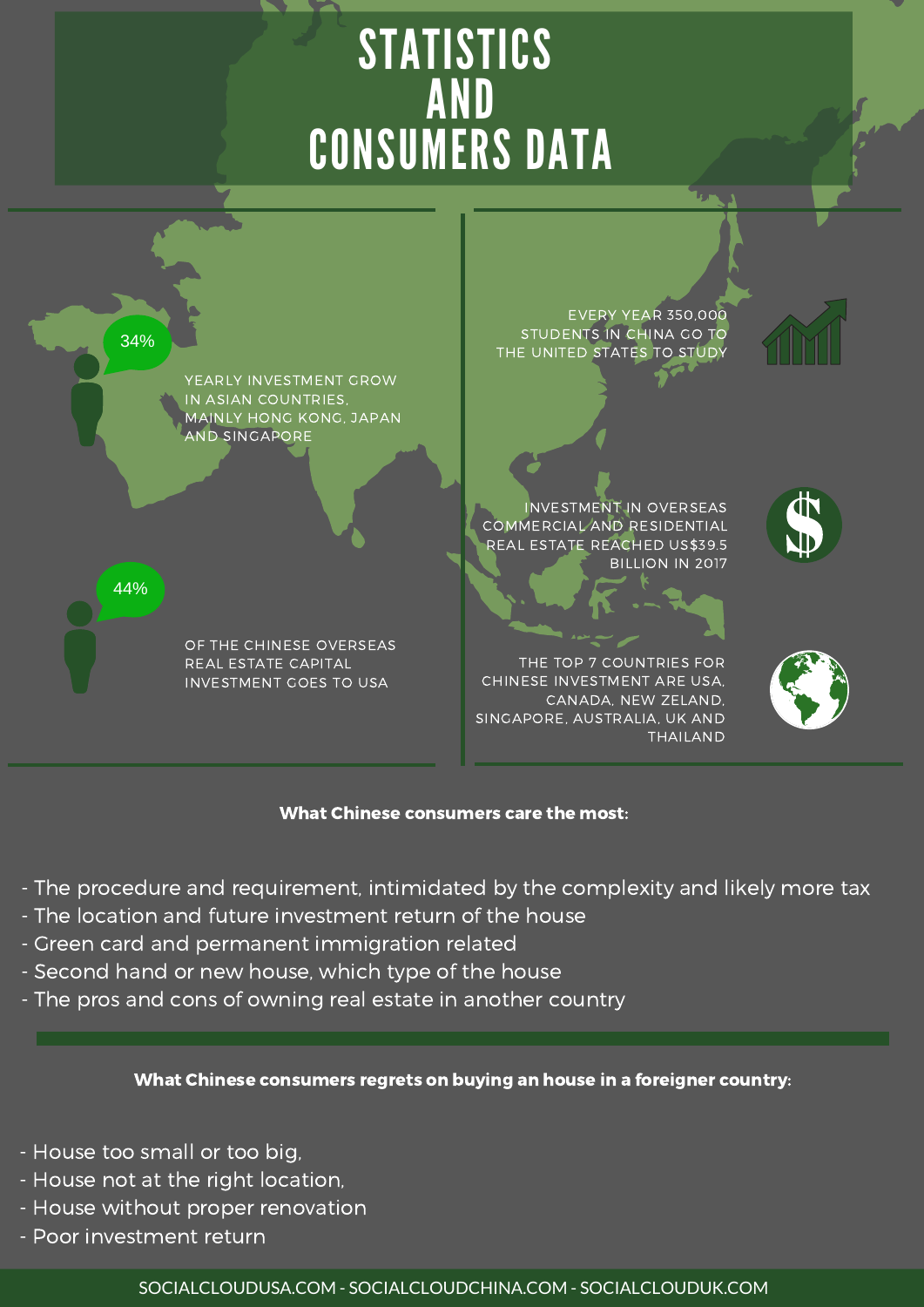# STATISTICS AND CONSUMERS DATA

34%

YEARLY INVESTMENT GROW IN ASIAN COUNTRIES, MAINLY HONG KONG, JAPAN AND SINGAPORE

44%

OF THE CHINESE OVERSEAS REAL ESTATE CAPITAL INVESTMENT GOES TO USA

EVERY YEAR 350,000 STUDENTS IN CHINA GO TO THE UNITED STATES TO STUDY

INVESTMENT IN OVERSEAS COMMERCIAL AND RESIDENTIAL REAL ESTATE REACHED US$39.5 BILLION IN 2017

THE TOP 7 COUNTRIES FOR CHINESE INVESTMENT ARE USA, CANADA, NEW ZELAND, SINGAPORE, AUSTRALIA, UK AND THAILAND

**What Chinese consumers care the most:**

- The procedure and requirement, intimidated by the complexity and likely more tax
- The location and future investment return of the house
- Green card and permanent immigration related
- Second hand or new house, which type of the house
- The pros and cons of owning real estate in another country

**What Chinese consumers regrets on buying an house in a foreigner country:**

- House too small or too big,
- House not at the right location,
- House without proper renovation
- Poor investment return

SOCIALCLOUDUSA.COM - SOCIALCLOUDCHINA.COM - SOCIALCLOUDUK.COM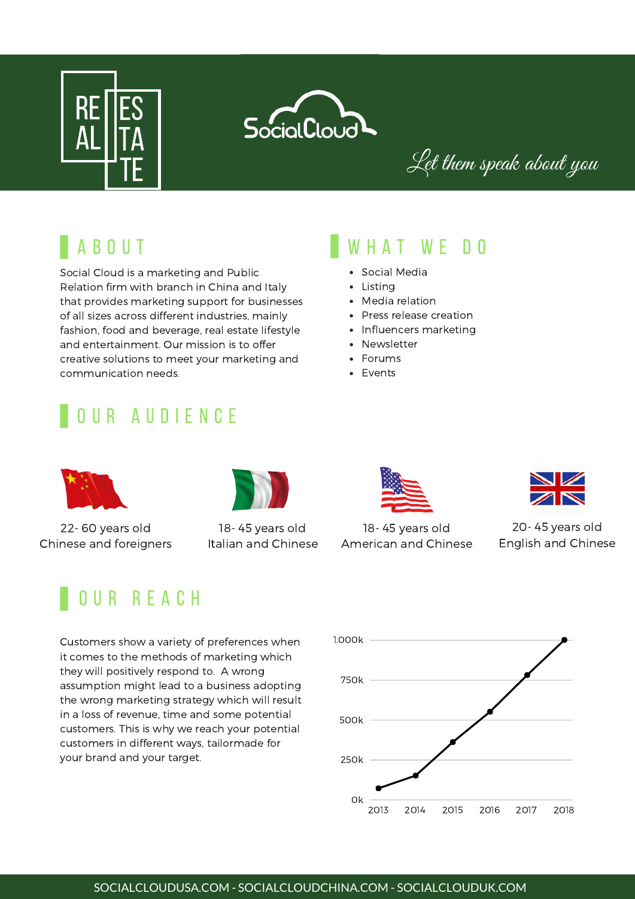RE AL ES TA TE

SocialCloud

*Let them speak about you*

## ABOUT

Social Cloud is a marketing and Public Relation firm with branch in China and Italy that provides marketing support for businesses of all sizes across different industries, mainly fashion, food and beverage, real estate lifestyle and entertainment. Our mission is to offer creative solutions to meet your marketing and communication needs.

## WHAT WE DO

- Social Media
- Listing
- Media relation
- Press release creation
- Influencers marketing
- Newsletter
- Forums
- Events

## OUR AUDIENCE

22- 60 years old
Chinese and foreigners

18- 45 years old
Italian and Chinese

18- 45 years old
American and Chinese

20- 45 years old
English and Chinese

## OUR REACH

Customers show a variety of preferences when it comes to the methods of marketing which they will positively respond to. A wrong assumption might lead to a business adopting the wrong marketing strategy which will result in a loss of revenue, time and some potential customers. This is why we reach your potential customers in different ways, tailormade for your brand and your target.

1.000k
750k
500k
250k
0k
2013
2014
2015
2016
2017
2018

SOCIALCLOUDUSA.COM - SOCIALCLOUDCHINA.COM - SOCIALCLOUDUK.COM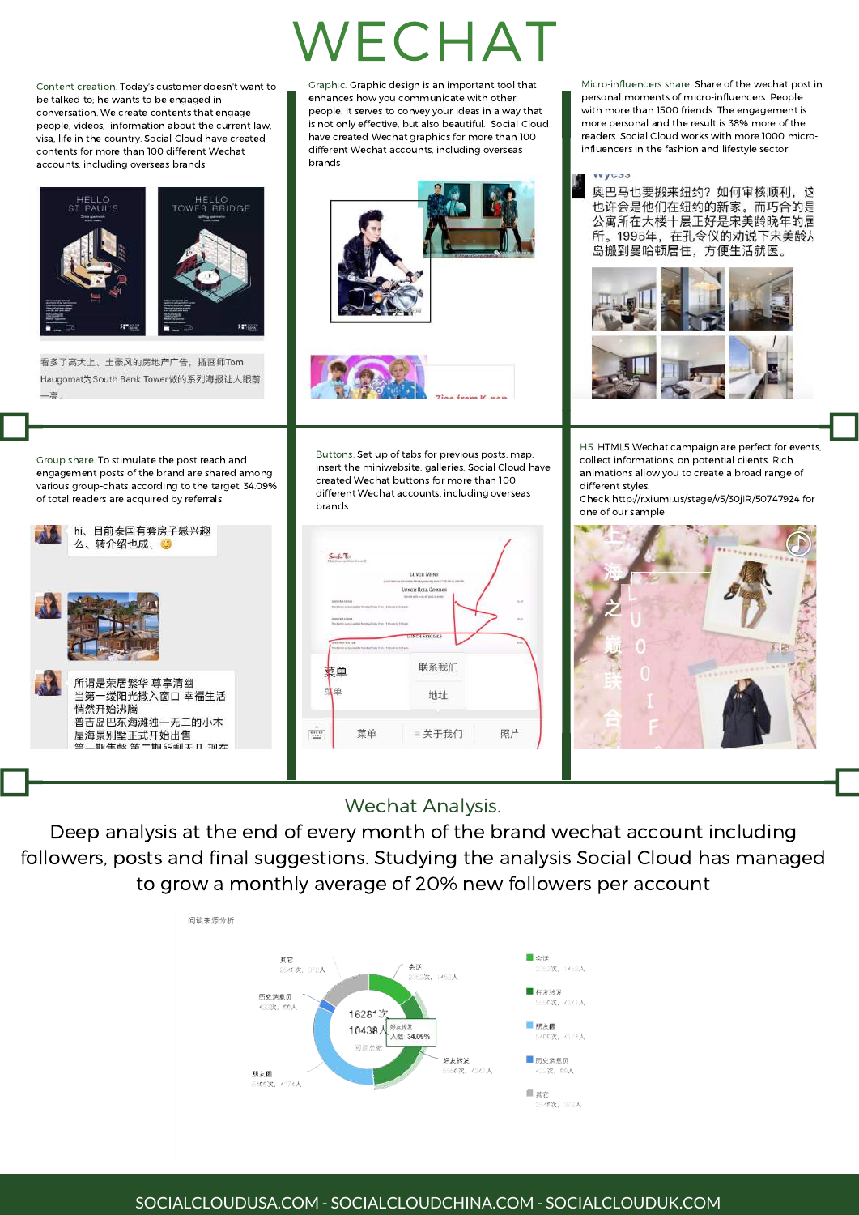# WECHAT

Content creation. Today's customer doesn't want to be talked to; he wants to be engaged in conversation. We create contents that engage people, videos, information about the current law, visa, life in the country. Social Cloud have created contents for more than 100 different Wechat accounts, including overseas brands

看多了高大上、土豪风的房地产广告，插画师Tom Haugomat为South Bank Tower做的系列海报让人眼前一亮。

Graphic. Graphic design is an important tool that enhances how you communicate with other people. It serves to convey your ideas in a way that is not only effective, but also beautiful. Social Cloud have created Wechat graphics for more than 100 different Wechat accounts, including overseas brands

Micro-influencers share. Share of the wechat post in personal moments of micro-influencers. People with more than 1500 friends. The engagement is more personal and the result is 38% more of the readers. Social Cloud works with more 1000 micro-influencers in the fashion and lifestyle sector

奥巴马也要搬来纽约？如何审核顺利，这也许会是他们在纽约的新家。而巧合的是公寓所在大楼十层正好是宋美龄晚年的居所。1995年，在孔令仪的劝说下宋美龄从岛搬到曼哈顿居住，方便生活就医。

Group share. To stimulate the post reach and engagement posts of the brand are shared among various group-chats according to the target. 34.09% of total readers are acquired by referrals

hi、目前泰国有套房子感兴趣么、转介绍也成、

所谓是荣居繁华 尊享清幽
当第一缕阳光撒入窗口 幸福生活悄然开始涛腾
普吉岛巴东海滩独一无二的小木屋海景别墅正式开始出售

Buttons. Set up of tabs for previous posts, map, insert the miniwebsite, galleries. Social Cloud have created Wechat buttons for more than 100 different Wechat accounts, including overseas brands

菜单 联系我们 地址 菜单 关于我们 照片

H5. HTML5 Wechat campaign are perfect for events, collect informations, on potential clients. Rich animations allow you to create a broad range of different styles.
Check http://r.xiumi.us/stage/v5/30jIR/50747924 for one of our sample

## Wechat Analysis.

Deep analysis at the end of every month of the brand wechat account including followers, posts and final suggestions. Studying the analysis Social Cloud has managed to grow a monthly average of 20% new followers per account

阅读来源分析

16261次
10438人
阅读总数

好友转发
人数 34.09%

会话
好友转发
朋友圈
历史消息页
其它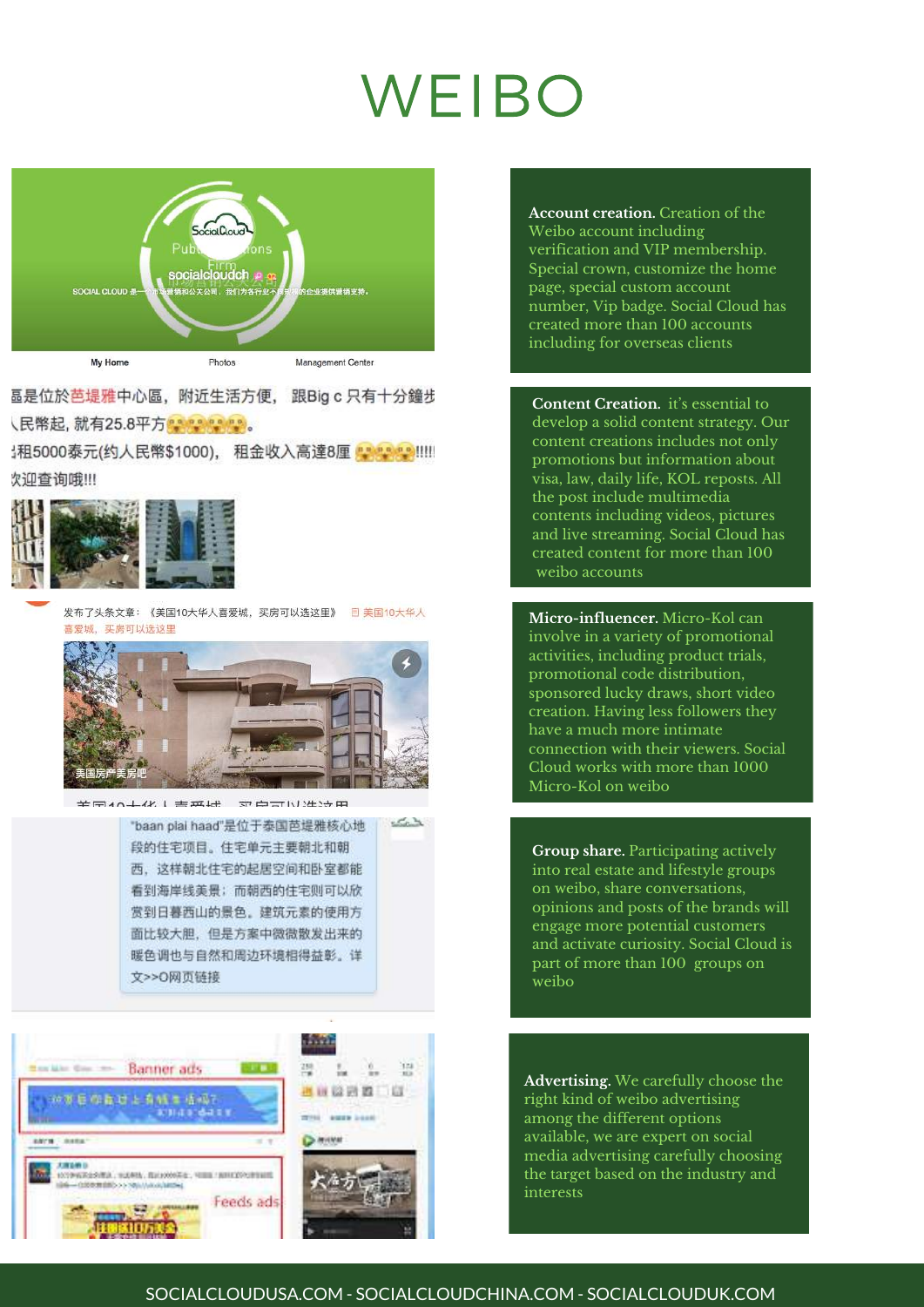# WEIBO

**Account creation.** Creation of the Weibo account including verification and VIP membership. Special crown, customize the home page, special custom account number, Vip badge. Social Cloud has created more than 100 accounts including for overseas clients

**Content Creation.** it's essential to develop a solid content strategy. Our content creations includes not only promotions but information about visa, law, daily life, KOL reposts. All the post include multimedia contents including videos, pictures and live streaming. Social Cloud has created content for more than 100 weibo accounts

**Micro-influencer.** Micro-Kol can involve in a variety of promotional activities, including product trials, promotional code distribution, sponsored lucky draws, short video creation. Having less followers they have a much more intimate connection with their viewers. Social Cloud works with more than 1000 Micro-Kol on weibo

**Group share.** Participating actively into real estate and lifestyle groups on weibo, share conversations, opinions and posts of the brands will engage more potential customers and activate curiosity. Social Cloud is part of more than 100 groups on weibo

**Advertising.** We carefully choose the right kind of weibo advertising among the different options available, we are expert on social media advertising carefully choosing the target based on the industry and interests

SOCIALCLOUDUSA.COM - SOCIALCLOUDCHINA.COM - SOCIALCLOUDUK.COM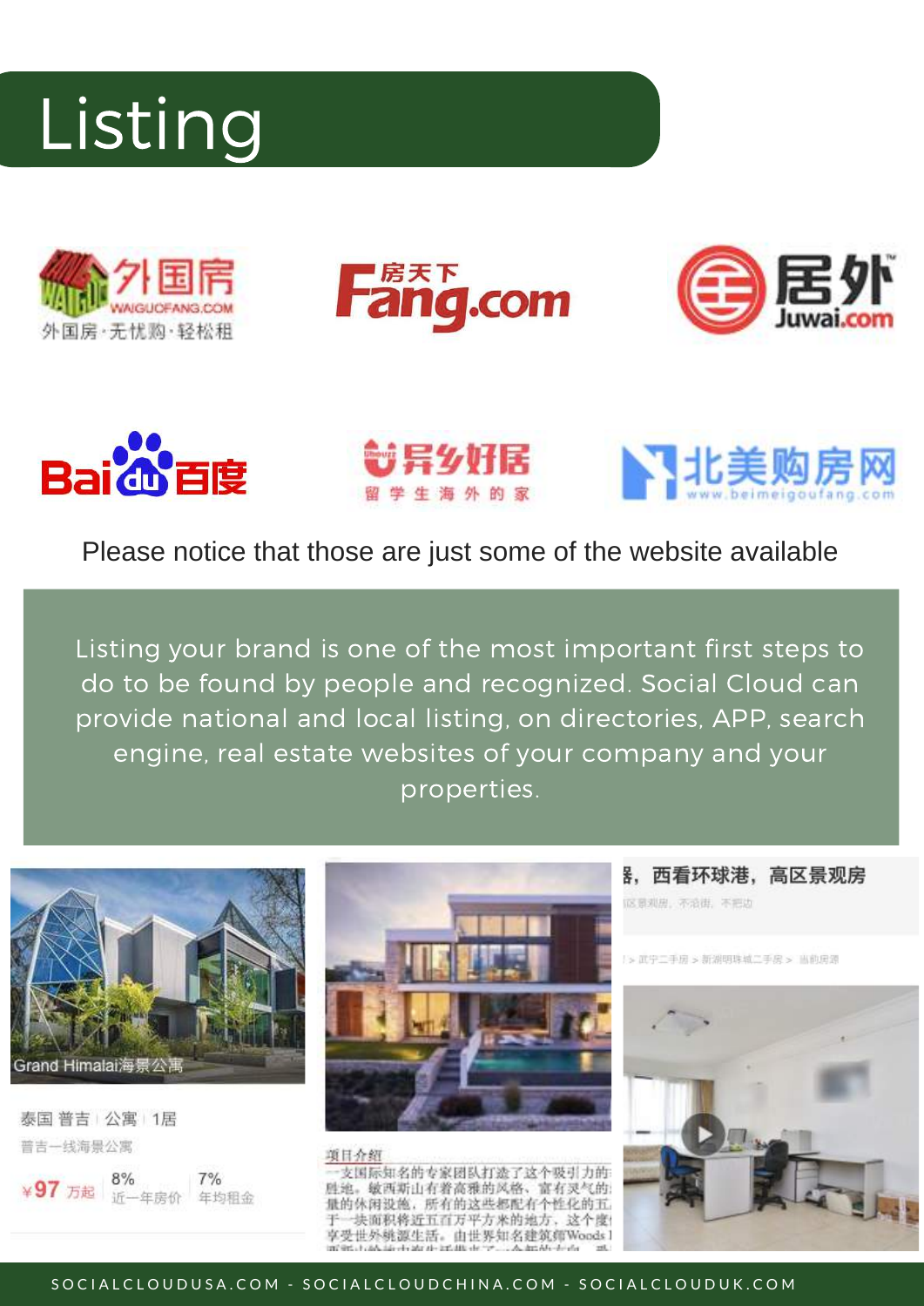# Listing

Please notice that those are just some of the website available

Listing your brand is one of the most important first steps to do to be found by people and recognized. Social Cloud can provide national and local listing, on directories, APP, search engine, real estate websites of your company and your properties.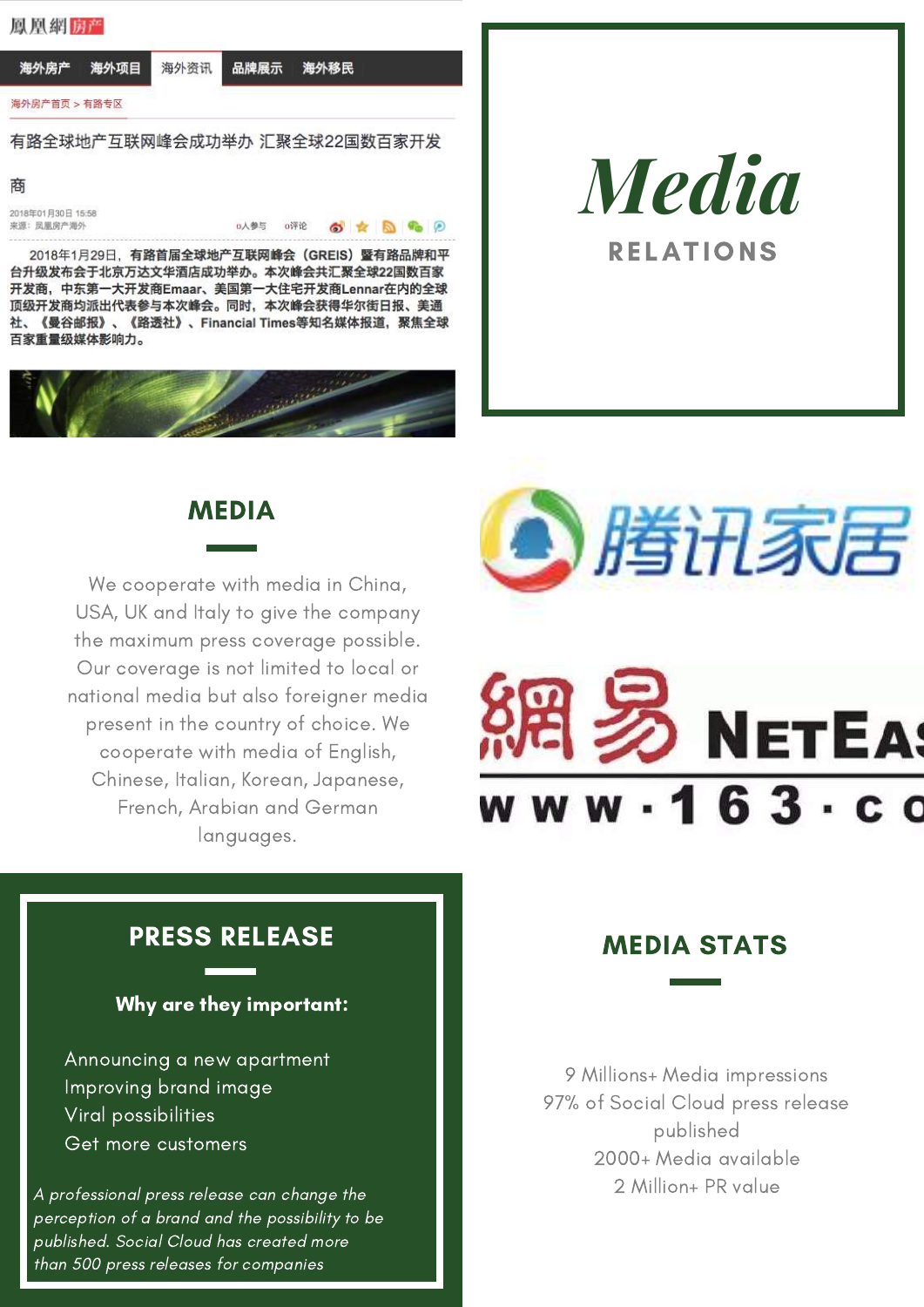鳳凰網房产

海外房产 海外项目 海外资讯 品牌展示 海外移民

海外房产首页 > 有路专区

有路全球地产互联网峰会成功举办 汇聚全球22国数百家开发商

2018年01月30日 15:58
来源：凤凰房产海外

0人参与 0评论

2018年1月29日，有路首届全球地产互联网峰会（GREIS）暨有路品牌和平台升级发布会于北京万达文华酒店成功举办。本次峰会共汇聚全球22国数百家开发商，中东第一大开发商Emaar、美国第一大住宅开发商Lennar在内的全球顶级开发商均派出代表参与本次峰会。同时，本次峰会获得华尔街日报、美通社、《曼谷邮报》、《路透社》、Financial Times等知名媒体报道，聚焦全球百家重量级媒体影响力。

# Media

RELATIONS

## MEDIA

We cooperate with media in China, USA, UK and Italy to give the company the maximum press coverage possible. Our coverage is not limited to local or national media but also foreigner media present in the country of choice. We cooperate with media of English, Chinese, Italian, Korean, Japanese, French, Arabian and German languages.

腾讯家居

網易 NETEAS
www.163.co

## PRESS RELEASE

**Why are they important:**

Announcing a new apartment
Improving brand image
Viral possibilities
Get more customers

*A professional press release can change the perception of a brand and the possibility to be published. Social Cloud has created more than 500 press releases for companies*

## MEDIA STATS

9 Millions+ Media impressions
97% of Social Cloud press release published
2000+ Media available
2 Million+ PR value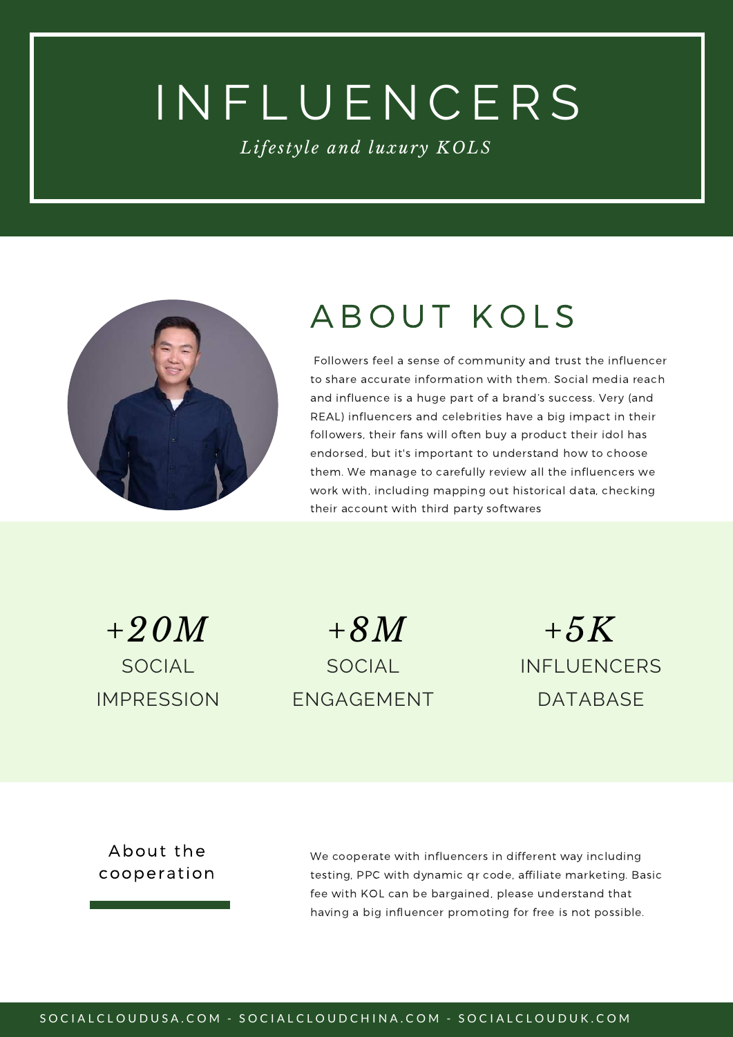# INFLUENCERS

*Lifestyle and luxury KOLS*

## ABOUT KOLS

Followers feel a sense of community and trust the influencer to share accurate information with them. Social media reach and influence is a huge part of a brand's success. Very (and REAL) influencers and celebrities have a big impact in their followers, their fans will often buy a product their idol has endorsed, but it's important to understand how to choose them. We manage to carefully review all the influencers we work with, including mapping out historical data, checking their account with third party softwares

*+20M*
SOCIAL IMPRESSION

*+8M*
SOCIAL ENGAGEMENT

*+5K*
INFLUENCERS DATABASE

### About the cooperation

We cooperate with influencers in different way including testing, PPC with dynamic qr code, affiliate marketing. Basic fee with KOL can be bargained, please understand that having a big influencer promoting for free is not possible.

SOCIALCLOUDUSA.COM - SOCIALCLOUDCHINA.COM - SOCIALCLOUDUK.COM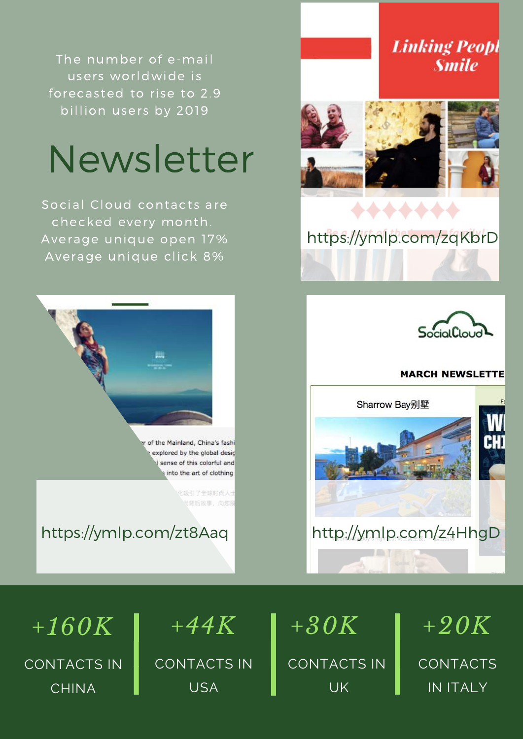The number of e-mail users worldwide is forecasted to rise to 2.9 billion users by 2019

# Newsletter

Social Cloud contacts are checked every month.
Average unique open 17%
Average unique click 8%

https://ymlp.com/zqKbrD

https://ymlp.com/zt8Aaq

http://ymlp.com/z4HhgD

*+160K*

CONTACTS IN CHINA

*+44K*

CONTACTS IN USA

*+30K*

CONTACTS IN UK

*+20K*

CONTACTS IN ITALY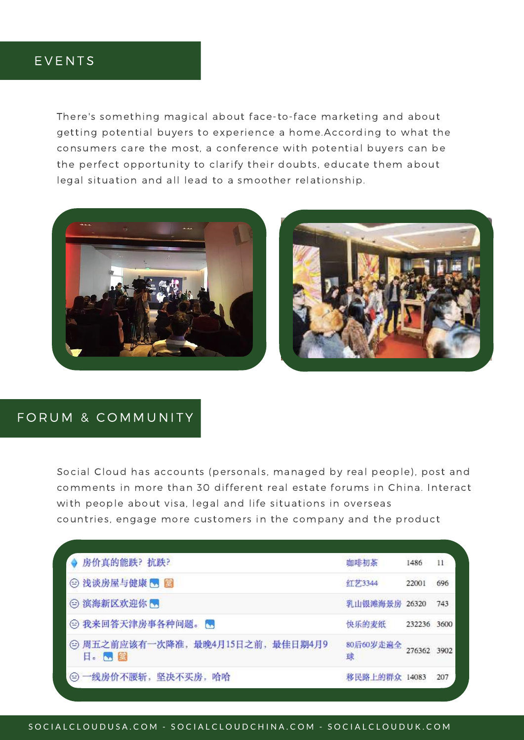## EVENTS

There's something magical about face-to-face marketing and about getting potential buyers to experience a home.According to what the consumers care the most, a conference with potential buyers can be the perfect opportunity to clarify their doubts, educate them about legal situation and all lead to a smoother relationship.

## FORUM & COMMUNITY

Social Cloud has accounts (personals, managed by real people), post and comments in more than 30 different real estate forums in China. Interact with people about visa, legal and life situations in overseas countries, engage more customers in the company and the product

| | | | |
|---|---|---|---|
| 房价真的能跌？抗跌？ | 咖啡初茶 | 1486 | 11 |
| 浅谈房屋与健康 | 红艺3344 | 22001 | 696 |
| 滨海新区欢迎你 | 乳山银滩海景房 | 26320 | 743 |
| 我来回答天津房事各种问题。 | 快乐的麦纸 | 232236 | 3600 |
| 周五之前应该有一次降准，最晚4月15日之前，最佳日期4月9日。 | 80后60岁走遍全球 | 276362 | 3902 |
| 一线房价不腰斩，坚决不买房，哈哈 | 移民路上的群众 | 14083 | 207 |

SOCIALCLOUDUSA.COM - SOCIALCLOUDCHINA.COM - SOCIALCLOUDUK.COM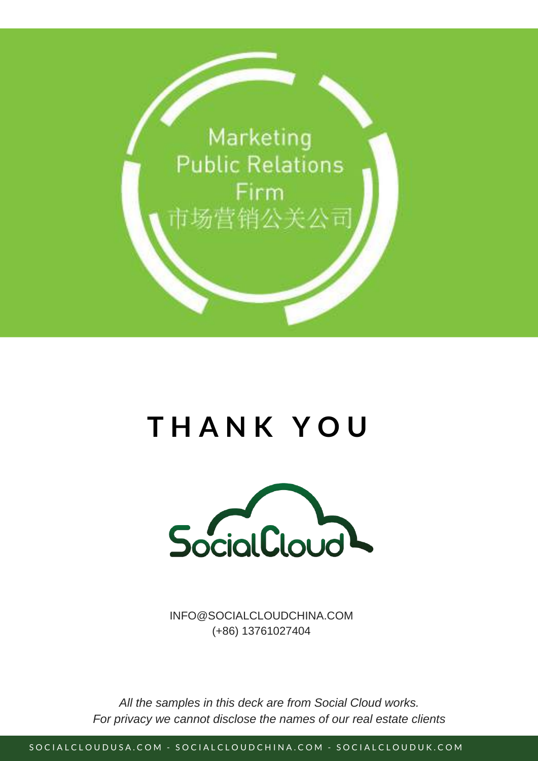Marketing
Public Relations
Firm
市场营销公关公司

# THANK YOU

SocialCloud

INFO@SOCIALCLOUDCHINA.COM
(+86) 13761027404

*All the samples in this deck are from Social Cloud works.*
*For privacy we cannot disclose the names of our real estate clients*

SOCIALCLOUDUSA.COM - SOCIALCLOUDCHINA.COM - SOCIALCLOUDUK.COM